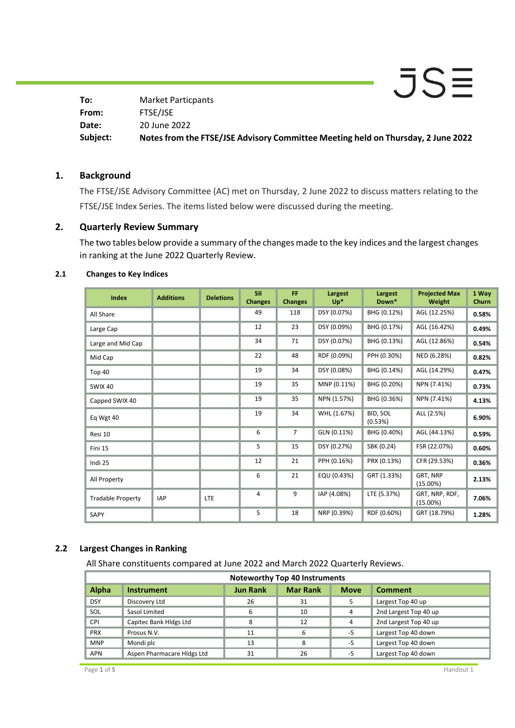| | |
|---|---|
| **To:** | Market Particpants |
| **From:** | FTSE/JSE |
| **Date:** | 20 June 2022 |
| **Subject:** | **Notes from the FTSE/JSE Advisory Committee Meeting held on Thursday, 2 June 2022** |

## 1. Background

The FTSE/JSE Advisory Committee (AC) met on Thursday, 2 June 2022 to discuss matters relating to the FTSE/JSE Index Series. The items listed below were discussed during the meeting.

## 2. Quarterly Review Summary

The two tables below provide a summary of the changes made to the key indices and the largest changes in ranking at the June 2022 Quarterly Review.

### 2.1 Changes to Key Indices

| Index | Additions | Deletions | SII Changes | FF Changes | Largest Up* | Largest Down* | Projected Max Weight | 1 Way Churn |
|---|---|---|---|---|---|---|---|---|
| All Share | | | 49 | 118 | DSY (0.07%) | BHG (0.12%) | AGL (12.25%) | **0.58%** |
| Large Cap | | | 12 | 23 | DSY (0.09%) | BHG (0.17%) | AGL (16.42%) | **0.49%** |
| Large and Mid Cap | | | 34 | 71 | DSY (0.07%) | BHG (0.13%) | AGL (12.86%) | **0.54%** |
| Mid Cap | | | 22 | 48 | RDF (0.09%) | PPH (0.30%) | NED (6.28%) | **0.82%** |
| Top 40 | | | 19 | 34 | DSY (0.08%) | BHG (0.14%) | AGL (14.29%) | **0.47%** |
| SWIX 40 | | | 19 | 35 | MNP (0.11%) | BHG (0.20%) | NPN (7.41%) | **0.73%** |
| Capped SWIX 40 | | | 19 | 35 | NPN (1.57%) | BHG (0.36%) | NPN (7.41%) | **4.13%** |
| Eq Wgt 40 | | | 19 | 34 | WHL (1.67%) | BID, SOL (0.53%) | ALL (2.5%) | **6.90%** |
| Resi 10 | | | 6 | 7 | GLN (0.11%) | BHG (0.40%) | AGL (44.13%) | **0.59%** |
| Fini 15 | | | 5 | 15 | DSY (0.27%) | SBK (0.24) | FSR (22.07%) | **0.60%** |
| Indi 25 | | | 12 | 21 | PPH (0.16%) | PRX (0.13%) | CFR (29.53%) | **0.36%** |
| All Property | | | 6 | 21 | EQU (0.43%) | GRT (1.33%) | GRT, NRP (15.00%) | **2.13%** |
| Tradable Property | IAP | LTE | 4 | 9 | IAP (4.08%) | LTE (5.37%) | GRT, NRP, RDF, (15.00%) | **7.06%** |
| SAPY | | | 5 | 18 | NRP (0.39%) | RDF (0.60%) | GRT (18.79%) | **1.28%** |

## 2.2 Largest Changes in Ranking

All Share constituents compared at June 2022 and March 2022 Quarterly Reviews.

| Noteworthy Top 40 Instruments | | | | | |
|---|---|---|---|---|---|
| **Alpha** | **Instrument** | **Jun Rank** | **Mar Rank** | **Move** | **Comment** |
| DSY | Discovery Ltd | 26 | 31 | 5 | Largest Top 40 up |
| SOL | Sasol Limited | 6 | 10 | 4 | 2nd Largest Top 40 up |
| CPI | Capitec Bank Hldgs Ltd | 8 | 12 | 4 | 2nd Largest Top 40 up |
| PRX | Prosus N.V. | 11 | 6 | -5 | Largest Top 40 down |
| MNP | Mondi plc | 13 | 8 | -5 | Largest Top 40 down |
| APN | Aspen Pharmacare Hldgs Ltd | 31 | 26 | -5 | Largest Top 40 down |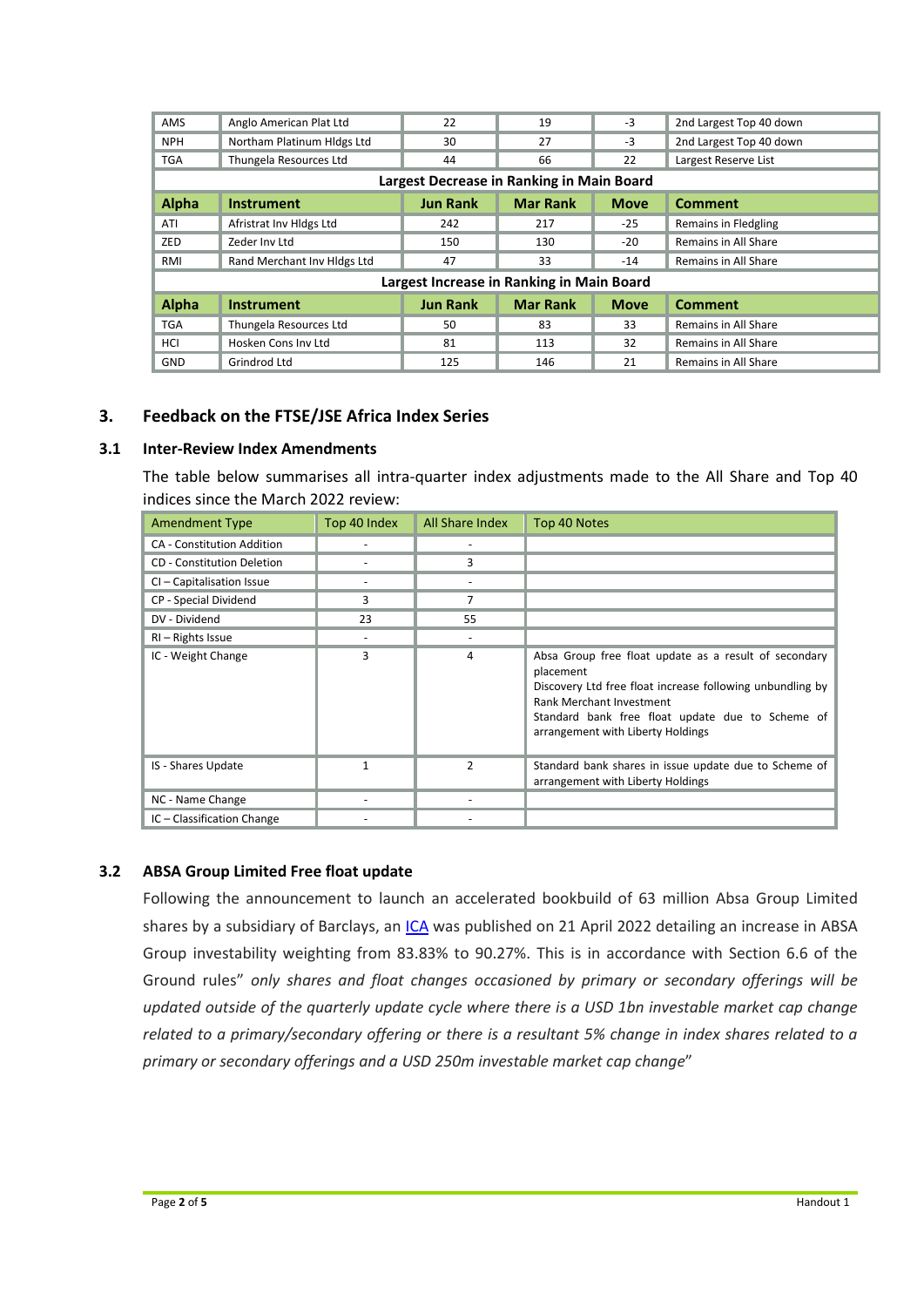| | | | | | |
|---|---|---|---|---|---|
| AMS | Anglo American Plat Ltd | 22 | 19 | -3 | 2nd Largest Top 40 down |
| NPH | Northam Platinum Hldgs Ltd | 30 | 27 | -3 | 2nd Largest Top 40 down |
| TGA | Thungela Resources Ltd | 44 | 66 | 22 | Largest Reserve List |

**Largest Decrease in Ranking in Main Board**

| Alpha | Instrument | Jun Rank | Mar Rank | Move | Comment |
|---|---|---|---|---|---|
| ATI | Afristrat Inv Hldgs Ltd | 242 | 217 | -25 | Remains in Fledgling |
| ZED | Zeder Inv Ltd | 150 | 130 | -20 | Remains in All Share |
| RMI | Rand Merchant Inv Hldgs Ltd | 47 | 33 | -14 | Remains in All Share |

**Largest Increase in Ranking in Main Board**

| Alpha | Instrument | Jun Rank | Mar Rank | Move | Comment |
|---|---|---|---|---|---|
| TGA | Thungela Resources Ltd | 50 | 83 | 33 | Remains in All Share |
| HCI | Hosken Cons Inv Ltd | 81 | 113 | 32 | Remains in All Share |
| GND | Grindrod Ltd | 125 | 146 | 21 | Remains in All Share |

## 3. Feedback on the FTSE/JSE Africa Index Series

### 3.1 Inter-Review Index Amendments

The table below summarises all intra-quarter index adjustments made to the All Share and Top 40 indices since the March 2022 review:

| Amendment Type | Top 40 Index | All Share Index | Top 40 Notes |
|---|---|---|---|
| CA - Constitution Addition | - | - | |
| CD - Constitution Deletion | - | 3 | |
| CI – Capitalisation Issue | - | - | |
| CP - Special Dividend | 3 | 7 | |
| DV - Dividend | 23 | 55 | |
| RI – Rights Issue | - | - | |
| IC - Weight Change | 3 | 4 | Absa Group free float update as a result of secondary placement<br>Discovery Ltd free float increase following unbundling by Rank Merchant Investment<br>Standard bank free float update due to Scheme of arrangement with Liberty Holdings |
| IS - Shares Update | 1 | 2 | Standard bank shares in issue update due to Scheme of arrangement with Liberty Holdings |
| NC - Name Change | - | - | |
| IC – Classification Change | - | - | |

### 3.2 ABSA Group Limited Free float update

Following the announcement to launch an accelerated bookbuild of 63 million Absa Group Limited shares by a subsidiary of Barclays, an ICA was published on 21 April 2022 detailing an increase in ABSA Group investability weighting from 83.83% to 90.27%. This is in accordance with Section 6.6 of the Ground rules" *only shares and float changes occasioned by primary or secondary offerings will be updated outside of the quarterly update cycle where there is a USD 1bn investable market cap change related to a primary/secondary offering or there is a resultant 5% change in index shares related to a primary or secondary offerings and a USD 250m investable market cap change*"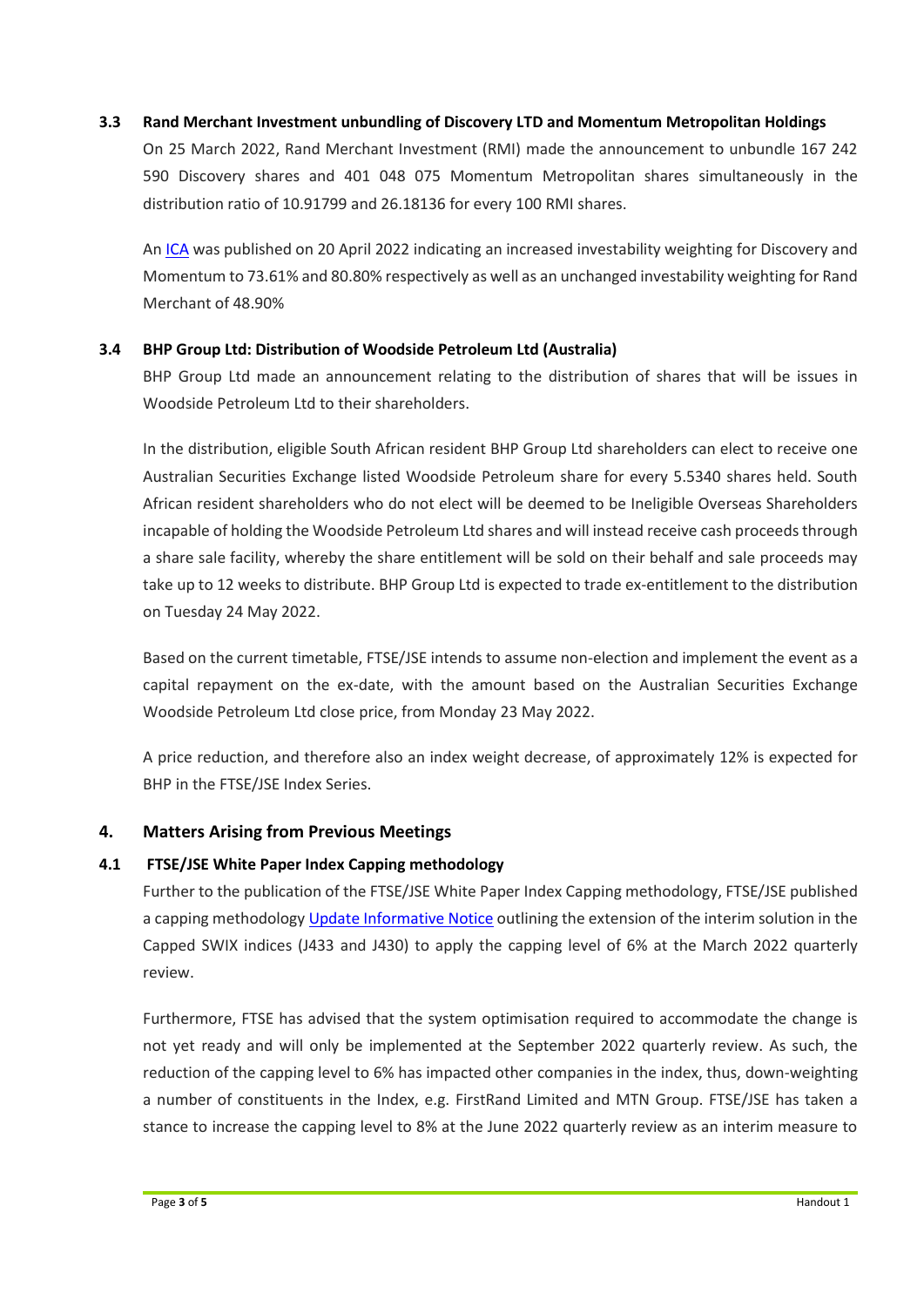### 3.3 Rand Merchant Investment unbundling of Discovery LTD and Momentum Metropolitan Holdings

On 25 March 2022, Rand Merchant Investment (RMI) made the announcement to unbundle 167 242 590 Discovery shares and 401 048 075 Momentum Metropolitan shares simultaneously in the distribution ratio of 10.91799 and 26.18136 for every 100 RMI shares.

An ICA was published on 20 April 2022 indicating an increased investability weighting for Discovery and Momentum to 73.61% and 80.80% respectively as well as an unchanged investability weighting for Rand Merchant of 48.90%

### 3.4 BHP Group Ltd: Distribution of Woodside Petroleum Ltd (Australia)

BHP Group Ltd made an announcement relating to the distribution of shares that will be issues in Woodside Petroleum Ltd to their shareholders.

In the distribution, eligible South African resident BHP Group Ltd shareholders can elect to receive one Australian Securities Exchange listed Woodside Petroleum share for every 5.5340 shares held. South African resident shareholders who do not elect will be deemed to be Ineligible Overseas Shareholders incapable of holding the Woodside Petroleum Ltd shares and will instead receive cash proceeds through a share sale facility, whereby the share entitlement will be sold on their behalf and sale proceeds may take up to 12 weeks to distribute. BHP Group Ltd is expected to trade ex-entitlement to the distribution on Tuesday 24 May 2022.

Based on the current timetable, FTSE/JSE intends to assume non-election and implement the event as a capital repayment on the ex-date, with the amount based on the Australian Securities Exchange Woodside Petroleum Ltd close price, from Monday 23 May 2022.

A price reduction, and therefore also an index weight decrease, of approximately 12% is expected for BHP in the FTSE/JSE Index Series.

## 4. Matters Arising from Previous Meetings

### 4.1 FTSE/JSE White Paper Index Capping methodology

Further to the publication of the FTSE/JSE White Paper Index Capping methodology, FTSE/JSE published a capping methodology Update Informative Notice outlining the extension of the interim solution in the Capped SWIX indices (J433 and J430) to apply the capping level of 6% at the March 2022 quarterly review.

Furthermore, FTSE has advised that the system optimisation required to accommodate the change is not yet ready and will only be implemented at the September 2022 quarterly review. As such, the reduction of the capping level to 6% has impacted other companies in the index, thus, down-weighting a number of constituents in the Index, e.g. FirstRand Limited and MTN Group. FTSE/JSE has taken a stance to increase the capping level to 8% at the June 2022 quarterly review as an interim measure to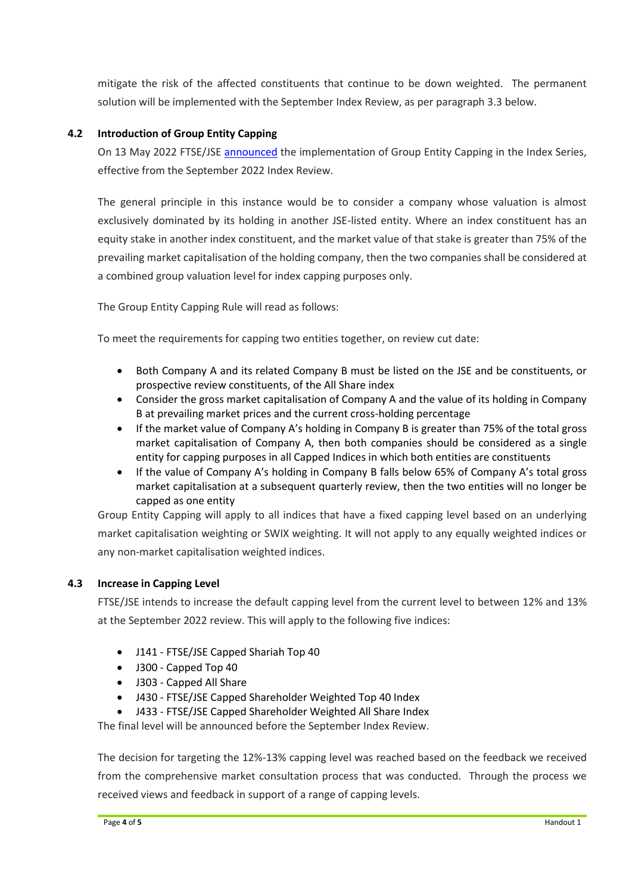mitigate the risk of the affected constituents that continue to be down weighted. The permanent solution will be implemented with the September Index Review, as per paragraph 3.3 below.

### 4.2 Introduction of Group Entity Capping

On 13 May 2022 FTSE/JSE announced the implementation of Group Entity Capping in the Index Series, effective from the September 2022 Index Review.

The general principle in this instance would be to consider a company whose valuation is almost exclusively dominated by its holding in another JSE-listed entity. Where an index constituent has an equity stake in another index constituent, and the market value of that stake is greater than 75% of the prevailing market capitalisation of the holding company, then the two companies shall be considered at a combined group valuation level for index capping purposes only.

The Group Entity Capping Rule will read as follows:

To meet the requirements for capping two entities together, on review cut date:

- Both Company A and its related Company B must be listed on the JSE and be constituents, or prospective review constituents, of the All Share index
- Consider the gross market capitalisation of Company A and the value of its holding in Company B at prevailing market prices and the current cross-holding percentage
- If the market value of Company A's holding in Company B is greater than 75% of the total gross market capitalisation of Company A, then both companies should be considered as a single entity for capping purposes in all Capped Indices in which both entities are constituents
- If the value of Company A's holding in Company B falls below 65% of Company A's total gross market capitalisation at a subsequent quarterly review, then the two entities will no longer be capped as one entity

Group Entity Capping will apply to all indices that have a fixed capping level based on an underlying market capitalisation weighting or SWIX weighting. It will not apply to any equally weighted indices or any non-market capitalisation weighted indices.

### 4.3 Increase in Capping Level

FTSE/JSE intends to increase the default capping level from the current level to between 12% and 13% at the September 2022 review. This will apply to the following five indices:

- J141 - FTSE/JSE Capped Shariah Top 40
- J300 - Capped Top 40
- J303 - Capped All Share
- J430 - FTSE/JSE Capped Shareholder Weighted Top 40 Index
- J433 - FTSE/JSE Capped Shareholder Weighted All Share Index

The final level will be announced before the September Index Review.

The decision for targeting the 12%-13% capping level was reached based on the feedback we received from the comprehensive market consultation process that was conducted. Through the process we received views and feedback in support of a range of capping levels.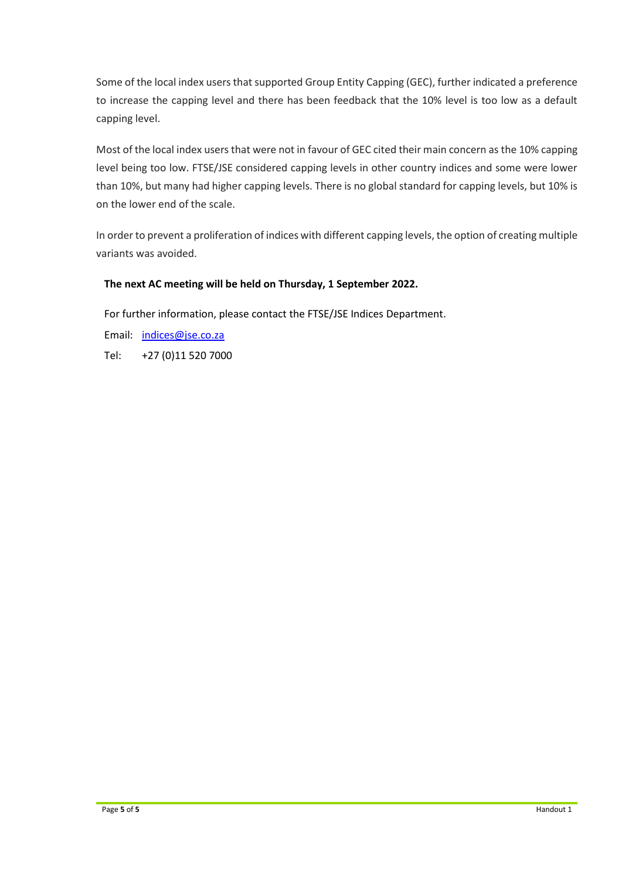Some of the local index users that supported Group Entity Capping (GEC), further indicated a preference to increase the capping level and there has been feedback that the 10% level is too low as a default capping level.

Most of the local index users that were not in favour of GEC cited their main concern as the 10% capping level being too low. FTSE/JSE considered capping levels in other country indices and some were lower than 10%, but many had higher capping levels. There is no global standard for capping levels, but 10% is on the lower end of the scale.

In order to prevent a proliferation of indices with different capping levels, the option of creating multiple variants was avoided.

**The next AC meeting will be held on Thursday, 1 September 2022.**

For further information, please contact the FTSE/JSE Indices Department.

Email: indices@jse.co.za

Tel: +27 (0)11 520 7000